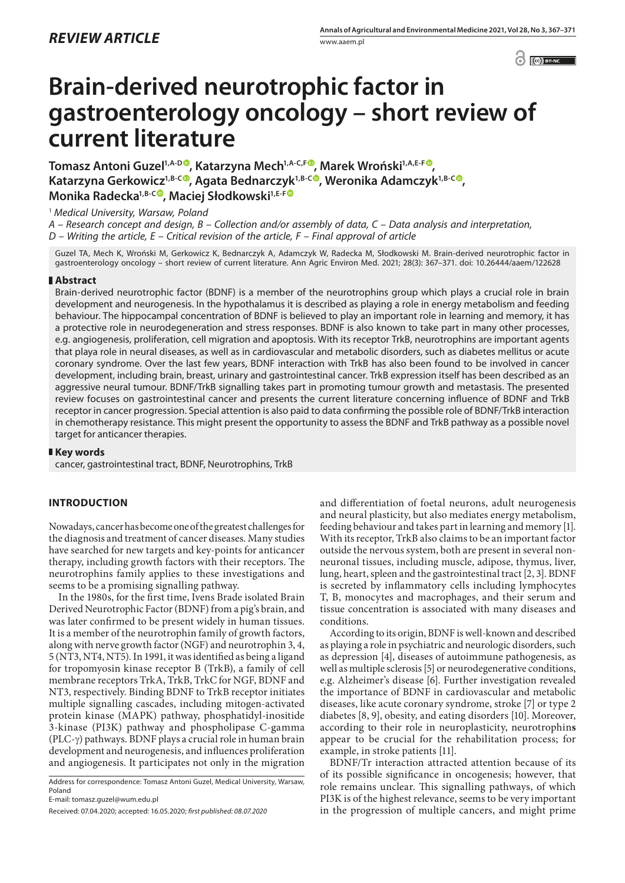*REVIEW ARTICLE*

# Brain-derived neurotrophic factor in gastroenterology oncology – short review of current literature

**Tomasz Antoni Guzel[1,A-D], Katarzyna Mech[1,A-C,F], Marek Wroński[1,A,E-F], Katarzyna Gerkowicz[1,B-C], Agata Bednarczyk[1,B-C], Weronika Adamczyk[1,B-C], Monika Radecka[1,B-C], Maciej Słodkowski[1,E-F]**

[1] *Medical University, Warsaw, Poland*

*A – Research concept and design, B – Collection and/or assembly of data, C – Data analysis and interpretation, D – Writing the article, E – Critical revision of the article, F – Final approval of article*

Guzel TA, Mech K, Wroński M, Gerkowicz K, Bednarczyk A, Adamczyk W, Radecka M, Słodkowski M. Brain-derived neurotrophic factor in gastroenterology oncology – short review of current literature. Ann Agric Environ Med. 2021; 28(3): 367–371. doi: 10.26444/aaem/122628

## Abstract

Brain-derived neurotrophic factor (BDNF) is a member of the neurotrophins group which plays a crucial role in brain development and neurogenesis. In the hypothalamus it is described as playing a role in energy metabolism and feeding behaviour. The hippocampal concentration of BDNF is believed to play an important role in learning and memory, it has a protective role in neurodegeneration and stress responses. BDNF is also known to take part in many other processes, e.g. angiogenesis, proliferation, cell migration and apoptosis. With its receptor TrkB, neurotrophins are important agents that playa role in neural diseases, as well as in cardiovascular and metabolic disorders, such as diabetes mellitus or acute coronary syndrome. Over the last few years, BDNF interaction with TrkB has also been found to be involved in cancer development, including brain, breast, urinary and gastrointestinal cancer. TrkB expression itself has been described as an aggressive neural tumour. BDNF/TrkB signalling takes part in promoting tumour growth and metastasis. The presented review focuses on gastrointestinal cancer and presents the current literature concerning influence of BDNF and TrkB receptor in cancer progression. Special attention is also paid to data confirming the possible role of BDNF/TrkB interaction in chemotherapy resistance. This might present the opportunity to assess the BDNF and TrkB pathway as a possible novel target for anticancer therapies.

## Key words

cancer, gastrointestinal tract, BDNF, Neurotrophins, TrkB

## INTRODUCTION

Nowadays, cancer has become one of the greatest challenges for the diagnosis and treatment of cancer diseases. Many studies have searched for new targets and key-points for anticancer therapy, including growth factors with their receptors. The neurotrophins family applies to these investigations and seems to be a promising signalling pathway.

In the 1980s, for the first time, Ivens Brade isolated Brain Derived Neurotrophic Factor (BDNF) from a pig's brain, and was later confirmed to be present widely in human tissues. It is a member of the neurotrophin family of growth factors, along with nerve growth factor (NGF) and neurotrophin 3, 4, 5 (NT3, NT4, NT5). In 1991, it was identified as being a ligand for tropomyosin kinase receptor B (TrkB), a family of cell membrane receptors TrkA, TrkB, TrkC for NGF, BDNF and NT3, respectively. Binding BDNF to TrkB receptor initiates multiple signalling cascades, including mitogen-activated protein kinase (MAPK) pathway, phosphatidyl-inositide 3-kinase (PI3K) pathway and phospholipase C-gamma (PLC-γ) pathways. BDNF plays a crucial role in human brain development and neurogenesis, and influences proliferation and angiogenesis. It participates not only in the migration and differentiation of foetal neurons, adult neurogenesis and neural plasticity, but also mediates energy metabolism, feeding behaviour and takes part in learning and memory [1]. With its receptor, TrkB also claims to be an important factor outside the nervous system, both are present in several non-neuronal tissues, including muscle, adipose, thymus, liver, lung, heart, spleen and the gastrointestinal tract [2, 3]. BDNF is secreted by inflammatory cells including lymphocytes T, B, monocytes and macrophages, and their serum and tissue concentration is associated with many diseases and conditions.

According to its origin, BDNF is well-known and described as playing a role in psychiatric and neurologic disorders, such as depression [4], diseases of autoimmune pathogenesis, as well as multiple sclerosis [5] or neurodegenerative conditions, e.g. Alzheimer's disease [6]. Further investigation revealed the importance of BDNF in cardiovascular and metabolic diseases, like acute coronary syndrome, stroke [7] or type 2 diabetes [8, 9], obesity, and eating disorders [10]. Moreover, according to their role in neuroplasticity, neurotrophin**s** appear to be crucial for the rehabilitation process; for example, in stroke patients [11].

BDNF/Tr interaction attracted attention because of its of its possible significance in oncogenesis; however, that role remains unclear. This signalling pathways, of which PI3K is of the highest relevance, seems to be very important in the progression of multiple cancers, and might prime

Address for correspondence: Tomasz Antoni Guzel, Medical University, Warsaw, Poland
E-mail: tomasz.guzel@wum.edu.pl

Received: 07.04.2020; accepted: 16.05.2020; *first published: 08.07.2020*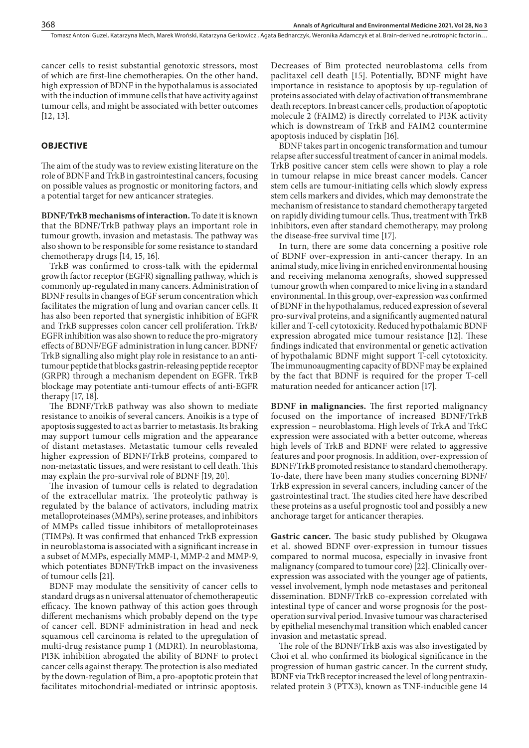cancer cells to resist substantial genotoxic stressors, most of which are first-line chemotherapies. On the other hand, high expression of BDNF in the hypothalamus is associated with the induction of immune cells that have activity against tumour cells, and might be associated with better outcomes [12, 13].

## OBJECTIVE

The aim of the study was to review existing literature on the role of BDNF and TrkB in gastrointestinal cancers, focusing on possible values as prognostic or monitoring factors, and a potential target for new anticancer strategies.

**BDNF/TrkB mechanisms of interaction.** To date it is known that the BDNF/TrkB pathway plays an important role in tumour growth, invasion and metastasis. The pathway was also shown to be responsible for some resistance to standard chemotherapy drugs [14, 15, 16].

TrkB was confirmed to cross-talk with the epidermal growth factor receptor (EGFR) signalling pathway, which is commonly up-regulated in many cancers. Administration of BDNF results in changes of EGF serum concentration which facilitates the migration of lung and ovarian cancer cells. It has also been reported that synergistic inhibition of EGFR and TrkB suppresses colon cancer cell proliferation. TrkB/EGFR inhibition was also shown to reduce the pro-migratory effects of BDNF/EGF administration in lung cancer. BDNF/TrkB signalling also might play role in resistance to an anti-tumour peptide that blocks gastrin-releasing peptide receptor (GRPR) through a mechanism dependent on EGFR. TrkB blockage may potentiate anti-tumour effects of anti-EGFR therapy [17, 18].

The BDNF/TrkB pathway was also shown to mediate resistance to anoikis of several cancers. Anoikis is a type of apoptosis suggested to act as barrier to metastasis. Its braking may support tumour cells migration and the appearance of distant metastases. Metastatic tumour cells revealed higher expression of BDNF/TrkB proteins, compared to non-metastatic tissues, and were resistant to cell death. This may explain the pro-survival role of BDNF [19, 20].

The invasion of tumour cells is related to degradation of the extracellular matrix. The proteolytic pathway is regulated by the balance of activators, including matrix metalloproteinases (MMPs), serine proteases, and inhibitors of MMPs called tissue inhibitors of metalloproteinases (TIMPs). It was confirmed that enhanced TrkB expression in neuroblastoma is associated with a significant increase in a subset of MMPs, especially MMP-1, MMP-2 and MMP-9, which potentiates BDNF/TrkB impact on the invasiveness of tumour cells [21].

BDNF may modulate the sensitivity of cancer cells to standard drugs as n universal attenuator of chemotherapeutic efficacy. The known pathway of this action goes through different mechanisms which probably depend on the type of cancer cell. BDNF administration in head and neck squamous cell carcinoma is related to the upregulation of multi-drug resistance pump 1 (MDR1). In neuroblastoma, PI3K inhibition abrogated the ability of BDNF to protect cancer cells against therapy. The protection is also mediated by the down-regulation of Bim, a pro-apoptotic protein that facilitates mitochondrial-mediated or intrinsic apoptosis. Decreases of Bim protected neuroblastoma cells from paclitaxel cell death [15]. Potentially, BDNF might have importance in resistance to apoptosis by up-regulation of proteins associated with delay of activation of transmembrane death receptors. In breast cancer cells, production of apoptotic molecule 2 (FAIM2) is directly correlated to PI3K activity which is downstream of TrkB and FAIM2 countermine apoptosis induced by cisplatin [16].

BDNF takes part in oncogenic transformation and tumour relapse after successful treatment of cancer in animal models. TrkB positive cancer stem cells were shown to play a role in tumour relapse in mice breast cancer models. Cancer stem cells are tumour-initiating cells which slowly express stem cells markers and divides, which may demonstrate the mechanism of resistance to standard chemotherapy targeted on rapidly dividing tumour cells. Thus, treatment with TrkB inhibitors, even after standard chemotherapy, may prolong the disease-free survival time [17].

In turn, there are some data concerning a positive role of BDNF over-expression in anti-cancer therapy. In an animal study, mice living in enriched environmental housing and receiving melanoma xenografts, showed suppressed tumour growth when compared to mice living in a standard environmental. In this group, over-expression was confirmed of BDNF in the hypothalamus, reduced expression of several pro-survival proteins, and a significantly augmented natural killer and T-cell cytotoxicity. Reduced hypothalamic BDNF expression abrogated mice tumour resistance [12]. These findings indicated that environmental or genetic activation of hypothalamic BDNF might support T-cell cytotoxicity. The immunoaugmenting capacity of BDNF may be explained by the fact that BDNF is required for the proper T-cell maturation needed for anticancer action [17].

**BDNF in malignancies.** The first reported malignancy focused on the importance of increased BDNF/TrkB expression – neuroblastoma. High levels of TrkA and TrkC expression were associated with a better outcome, whereas high levels of TrkB and BDNF were related to aggressive features and poor prognosis. In addition, over-expression of BDNF/TrkB promoted resistance to standard chemotherapy. To-date, there have been many studies concerning BDNF/TrkB expression in several cancers, including cancer of the gastrointestinal tract. The studies cited here have described these proteins as a useful prognostic tool and possibly a new anchorage target for anticancer therapies.

**Gastric cancer.** The basic study published by Okugawa et al. showed BDNF over-expression in tumour tissues compared to normal mucosa, especially in invasive front malignancy (compared to tumour core) [22]. Clinically over-expression was associated with the younger age of patients, vessel involvement, lymph node metastases and peritoneal dissemination. BDNF/TrkB co-expression correlated with intestinal type of cancer and worse prognosis for the post-operation survival period. Invasive tumour was characterised by epithelial mesenchymal transition which enabled cancer invasion and metastatic spread.

The role of the BDNF/TrkB axis was also investigated by Choi et al. who confirmed its biological significance in the progression of human gastric cancer. In the current study, BDNF via TrkB receptor increased the level of long pentraxin-related protein 3 (PTX3), known as TNF-inducible gene 14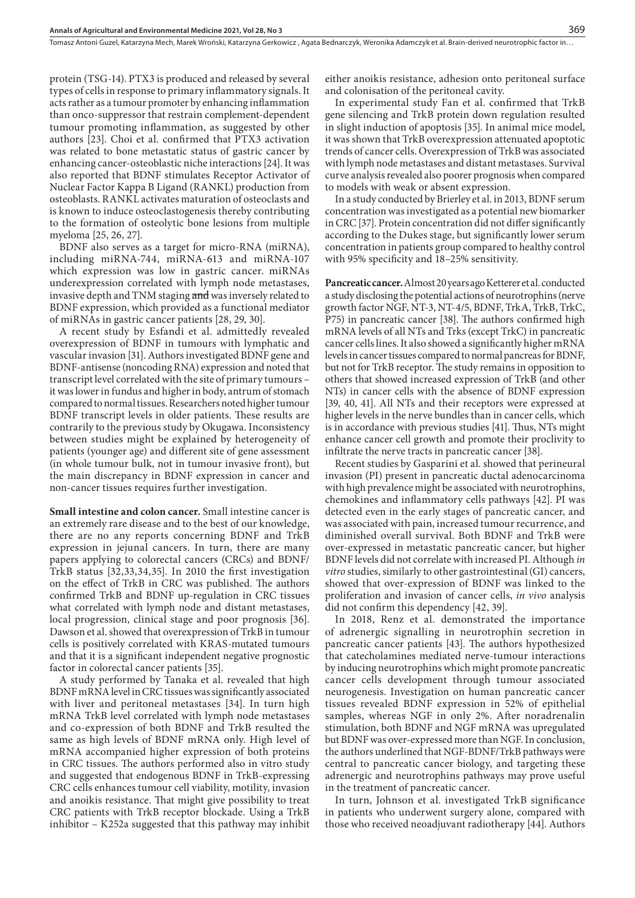protein (TSG-14). PTX3 is produced and released by several types of cells in response to primary inflammatory signals. It acts rather as a tumour promoter by enhancing inflammation than onco-suppressor that restrain complement-dependent tumour promoting inflammation, as suggested by other authors [23]. Choi et al. confirmed that PTX3 activation was related to bone metastatic status of gastric cancer by enhancing cancer-osteoblastic niche interactions [24]. It was also reported that BDNF stimulates Receptor Activator of Nuclear Factor Kappa B Ligand (RANKL) production from osteoblasts. RANKL activates maturation of osteoclasts and is known to induce osteoclastogenesis thereby contributing to the formation of osteolytic bone lesions from multiple myeloma [25, 26, 27].

BDNF also serves as a target for micro-RNA (miRNA), including miRNA-744, miRNA-613 and miRNA-107 which expression was low in gastric cancer. miRNAs underexpression correlated with lymph node metastases, invasive depth and TNM staging ~~and~~ was inversely related to BDNF expression, which provided as a functional mediator of miRNAs in gastric cancer patients [28, 29, 30].

A recent study by Esfandi et al. admittedly revealed overexpression of BDNF in tumours with lymphatic and vascular invasion [31]. Authors investigated BDNF gene and BDNF-antisense (noncoding RNA) expression and noted that transcript level correlated with the site of primary tumours – it was lower in fundus and higher in body, antrum of stomach compared to normal tissues. Researchers noted higher tumour BDNF transcript levels in older patients. These results are contrarily to the previous study by Okugawa. Inconsistency between studies might be explained by heterogeneity of patients (younger age) and different site of gene assessment (in whole tumour bulk, not in tumour invasive front), but the main discrepancy in BDNF expression in cancer and non-cancer tissues requires further investigation.

**Small intestine and colon cancer.** Small intestine cancer is an extremely rare disease and to the best of our knowledge, there are no any reports concerning BDNF and TrkB expression in jejunal cancers. In turn, there are many papers applying to colorectal cancers (CRCs) and BDNF/TrkB status [32,33,34,35]. In 2010 the first investigation on the effect of TrkB in CRC was published. The authors confirmed TrkB and BDNF up-regulation in CRC tissues what correlated with lymph node and distant metastases, local progression, clinical stage and poor prognosis [36]. Dawson et al. showed that overexpression of TrkB in tumour cells is positively correlated with KRAS-mutated tumours and that it is a significant independent negative prognostic factor in colorectal cancer patients [35].

A study performed by Tanaka et al. revealed that high BDNF mRNA level in CRC tissues was significantly associated with liver and peritoneal metastases [34]. In turn high mRNA TrkB level correlated with lymph node metastases and co-expression of both BDNF and TrkB resulted the same as high levels of BDNF mRNA only. High level of mRNA accompanied higher expression of both proteins in CRC tissues. The authors performed also in vitro study and suggested that endogenous BDNF in TrkB-expressing CRC cells enhances tumour cell viability, motility, invasion and anoikis resistance. That might give possibility to treat CRC patients with TrkB receptor blockade. Using a TrkB inhibitor – K252a suggested that this pathway may inhibit either anoikis resistance, adhesion onto peritoneal surface and colonisation of the peritoneal cavity.

In experimental study Fan et al. confirmed that TrkB gene silencing and TrkB protein down regulation resulted in slight induction of apoptosis [35]. In animal mice model, it was shown that TrkB overexpression attenuated apoptotic trends of cancer cells. Overexpression of TrkB was associated with lymph node metastases and distant metastases. Survival curve analysis revealed also poorer prognosis when compared to models with weak or absent expression.

In a study conducted by Brierley et al. in 2013, BDNF serum concentration was investigated as a potential new biomarker in CRC [37]. Protein concentration did not differ significantly according to the Dukes stage, but significantly lower serum concentration in patients group compared to healthy control with 95% specificity and 18–25% sensitivity.

**Pancreatic cancer.** Almost 20 years ago Ketterer et al. conducted a study disclosing the potential actions of neurotrophins (nerve growth factor NGF, NT-3, NT-4/5, BDNF, TrkA, TrkB, TrkC, P75) in pancreatic cancer [38]. The authors confirmed high mRNA levels of all NTs and Trks (except TrkC) in pancreatic cancer cells lines. It also showed a significantly higher mRNA levels in cancer tissues compared to normal pancreas for BDNF, but not for TrkB receptor. The study remains in opposition to others that showed increased expression of TrkB (and other NTs) in cancer cells with the absence of BDNF expression [39, 40, 41]. All NTs and their receptors were expressed at higher levels in the nerve bundles than in cancer cells, which is in accordance with previous studies [41]. Thus, NTs might enhance cancer cell growth and promote their proclivity to infiltrate the nerve tracts in pancreatic cancer [38].

Recent studies by Gasparini et al. showed that perineural invasion (PI) present in pancreatic ductal adenocarcinoma with high prevalence might be associated with neurotrophins, chemokines and inflammatory cells pathways [42]. PI was detected even in the early stages of pancreatic cancer, and was associated with pain, increased tumour recurrence, and diminished overall survival. Both BDNF and TrkB were over-expressed in metastatic pancreatic cancer, but higher BDNF levels did not correlate with increased PI. Although *in vitro* studies, similarly to other gastrointestinal (GI) cancers, showed that over-expression of BDNF was linked to the proliferation and invasion of cancer cells, *in vivo* analysis did not confirm this dependency [42, 39].

In 2018, Renz et al. demonstrated the importance of adrenergic signalling in neurotrophin secretion in pancreatic cancer patients [43]. The authors hypothesized that catecholamines mediated nerve-tumour interactions by inducing neurotrophins which might promote pancreatic cancer cells development through tumour associated neurogenesis. Investigation on human pancreatic cancer tissues revealed BDNF expression in 52% of epithelial samples, whereas NGF in only 2%. After noradrenalin stimulation, both BDNF and NGF mRNA was upregulated but BDNF was over-expressed more than NGF. In conclusion, the authors underlined that NGF-BDNF/TrkB pathways were central to pancreatic cancer biology, and targeting these adrenergic and neurotrophins pathways may prove useful in the treatment of pancreatic cancer.

In turn, Johnson et al. investigated TrkB significance in patients who underwent surgery alone, compared with those who received neoadjuvant radiotherapy [44]. Authors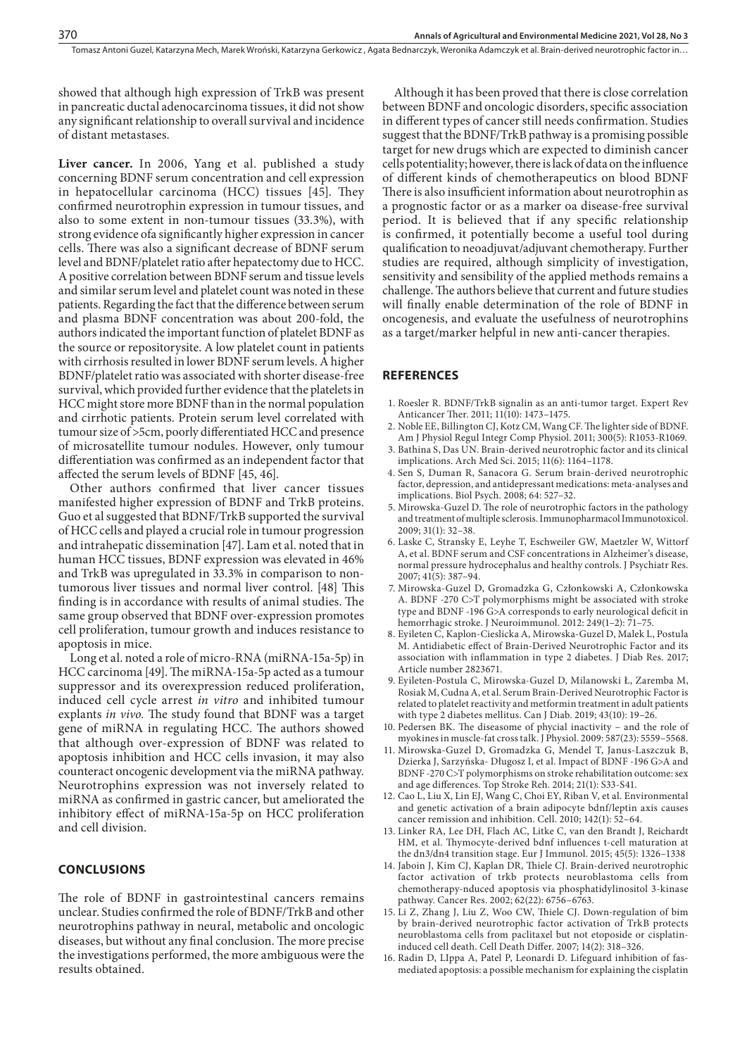showed that although high expression of TrkB was present in pancreatic ductal adenocarcinoma tissues, it did not show any significant relationship to overall survival and incidence of distant metastases.

**Liver cancer.** In 2006, Yang et al. published a study concerning BDNF serum concentration and cell expression in hepatocellular carcinoma (HCC) tissues [45]. They confirmed neurotrophin expression in tumour tissues, and also to some extent in non-tumour tissues (33.3%), with strong evidence ofa significantly higher expression in cancer cells. There was also a significant decrease of BDNF serum level and BDNF/platelet ratio after hepatectomy due to HCC. A positive correlation between BDNF serum and tissue levels and similar serum level and platelet count was noted in these patients. Regarding the fact that the difference between serum and plasma BDNF concentration was about 200-fold, the authors indicated the important function of platelet BDNF as the source or repositorysite. A low platelet count in patients with cirrhosis resulted in lower BDNF serum levels. A higher BDNF/platelet ratio was associated with shorter disease-free survival, which provided further evidence that the platelets in HCC might store more BDNF than in the normal population and cirrhotic patients. Protein serum level correlated with tumour size of >5cm, poorly differentiated HCC and presence of microsatellite tumour nodules. However, only tumour differentiation was confirmed as an independent factor that affected the serum levels of BDNF [45, 46].

Other authors confirmed that liver cancer tissues manifested higher expression of BDNF and TrkB proteins. Guo et al suggested that BDNF/TrkB supported the survival of HCC cells and played a crucial role in tumour progression and intrahepatic dissemination [47]. Lam et al. noted that in human HCC tissues, BDNF expression was elevated in 46% and TrkB was upregulated in 33.3% in comparison to non-tumorous liver tissues and normal liver control. [48] This finding is in accordance with results of animal studies. The same group observed that BDNF over-expression promotes cell proliferation, tumour growth and induces resistance to apoptosis in mice.

Long et al. noted a role of micro-RNA (miRNA-15a-5p) in HCC carcinoma [49]. The miRNA-15a-5p acted as a tumour suppressor and its overexpression reduced proliferation, induced cell cycle arrest *in vitro* and inhibited tumour explants *in vivo*. The study found that BDNF was a target gene of miRNA in regulating HCC. The authors showed that although over-expression of BDNF was related to apoptosis inhibition and HCC cells invasion, it may also counteract oncogenic development via the miRNA pathway. Neurotrophins expression was not inversely related to miRNA as confirmed in gastric cancer, but ameliorated the inhibitory effect of miRNA-15a-5p on HCC proliferation and cell division.

## CONCLUSIONS

The role of BDNF in gastrointestinal cancers remains unclear. Studies confirmed the role of BDNF/TrkB and other neurotrophins pathway in neural, metabolic and oncologic diseases, but without any final conclusion. The more precise the investigations performed, the more ambiguous were the results obtained.

Although it has been proved that there is close correlation between BDNF and oncologic disorders, specific association in different types of cancer still needs confirmation. Studies suggest that the BDNF/TrkB pathway is a promising possible target for new drugs which are expected to diminish cancer cells potentiality; however, there is lack of data on the influence of different kinds of chemotherapeutics on blood BDNF There is also insufficient information about neurotrophin as a prognostic factor or as a marker oa disease-free survival period. It is believed that if any specific relationship is confirmed, it potentially become a useful tool during qualification to neoadjuvat/adjuvant chemotherapy. Further studies are required, although simplicity of investigation, sensitivity and sensibility of the applied methods remains a challenge. The authors believe that current and future studies will finally enable determination of the role of BDNF in oncogenesis, and evaluate the usefulness of neurotrophins as a target/marker helpful in new anti-cancer therapies.

## REFERENCES

1. Roesler R. BDNF/TrkB signalin as an anti-tumor target. Expert Rev Anticancer Ther. 2011; 11(10): 1473–1475.
2. Noble EE, Billington CJ, Kotz CM, Wang CF. The lighter side of BDNF. Am J Physiol Regul Integr Comp Physiol. 2011; 300(5): R1053-R1069.
3. Bathina S, Das UN. Brain-derived neurotrophic factor and its clinical implications. Arch Med Sci. 2015; 11(6): 1164–1178.
4. Sen S, Duman R, Sanacora G. Serum brain-derived neurotrophic factor, depression, and antidepressant medications: meta-analyses and implications. Biol Psych. 2008; 64: 527–32.
5. Mirowska-Guzel D. The role of neurotrophic factors in the pathology and treatment of multiple sclerosis. Immunopharmacol Immunotoxicol. 2009; 31(1): 32–38.
6. Laske C, Stransky E, Leyhe T, Eschweiler GW, Maetzler W, Wittorf A, et al. BDNF serum and CSF concentrations in Alzheimer's disease, normal pressure hydrocephalus and healthy controls. J Psychiatr Res. 2007; 41(5): 387–94.
7. Mirowska-Guzel D, Gromadzka G, Członkowski A, Członkowska A. BDNF -270 C>T polymorphisms might be associated with stroke type and BDNF -196 G>A corresponds to early neurological deficit in hemorrhagic stroke. J Neuroimmunol. 2012: 249(1–2): 71–75.
8. Eyileten C, Kaplon-Cieslicka A, Mirowska-Guzel D, Malek L, Postula M. Antidiabetic effect of Brain-Derived Neurotrophic Factor and its association with inflammation in type 2 diabetes. J Diab Res. 2017; Article number 2823671.
9. Eyileten-Postula C, Mirowska-Guzel D, Milanowski Ł, Zaremba M, Rosiak M, Cudna A, et al. Serum Brain-Derived Neurotrophic Factor is related to platelet reactivity and metformin treatment in adult patients with type 2 diabetes mellitus. Can J Diab. 2019; 43(10): 19–26.
10. Pedersen BK. The diseasome of phycial inactivity – and the role of myokines in muscle-fat cross talk. J Physiol. 2009: 587(23): 5559–5568.
11. Mirowska-Guzel D, Gromadzka G, Mendel T, Janus-Laszczuk B, Dzierka J, Sarzyńska- Długosz I, et al. Impact of BDNF -196 G>A and BDNF -270 C>T polymorphisms on stroke rehabilitation outcome: sex and age differences. Top Stroke Reh. 2014; 21(1): S33-S41.
12. Cao L, Liu X, Lin EJ, Wang C, Choi EY, Riban V, et al. Environmental and genetic activation of a brain adipocyte bdnf/leptin axis causes cancer remission and inhibition. Cell. 2010; 142(1): 52–64.
13. Linker RA, Lee DH, Flach AC, Litke C, van den Brandt J, Reichardt HM, et al. Thymocyte-derived bdnf influences t-cell maturation at the dn3/dn4 transition stage. Eur J Immunol. 2015; 45(5): 1326–1338
14. Jaboin J, Kim CJ, Kaplan DR, Thiele CJ. Brain-derived neurotrophic factor activation of trkb protects neuroblastoma cells from chemotherapy-nduced apoptosis via phosphatidylinositol 3-kinase pathway. Cancer Res. 2002; 62(22): 6756–6763.
15. Li Z, Zhang J, Liu Z, Woo CW, Thiele CJ. Down-regulation of bim by brain-derived neurotrophic factor activation of TrkB protects neuroblastoma cells from paclitaxel but not etoposide or cisplatin-induced cell death. Cell Death Differ. 2007; 14(2): 318–326.
16. Radin D, LIppa A, Patel P, Leonardi D. Lifeguard inhibition of fas-mediated apoptosis: a possible mechanism for explaining the cisplatin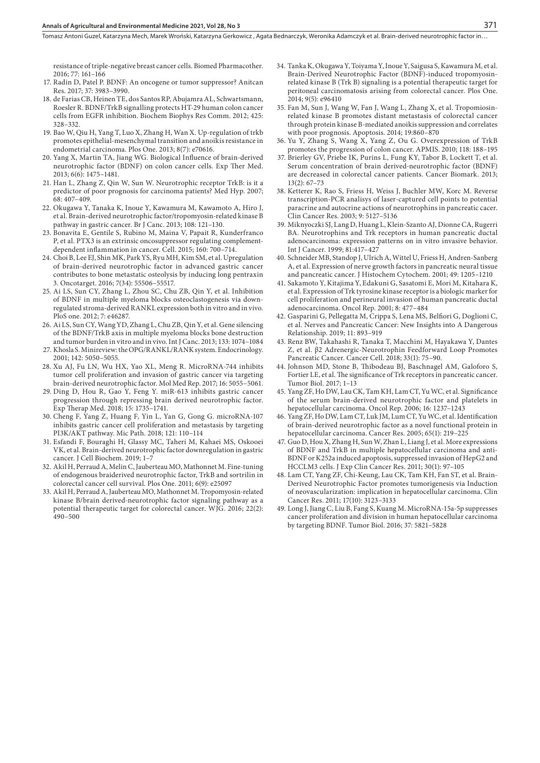resistance of triple-negative breast cancer cells. Biomed Pharmacother. 2016; 77: 161–166

17. Radin D, Patel P. BDNF: An oncogene or tumor suppressor? Anitcan Res. 2017; 37: 3983–3990.
18. de Farias CB, Heinen TE, dos Santos RP, Abujamra AL, Schwartsmann, Roesler R. BDNF/TrkB signalling protects HT-29 human colon cancer cells from EGFR inhibition. Biochem Biophys Res Comm. 2012; 425: 328–332.
19. Bao W, Qiu H, Yang T, Luo X, Zhang H, Wan X. Up-regulation of trkb promotes epithelial-mesenchymal transition and anoikis resistance in endometrial carcinoma. Plos One. 2013; 8(7): e70616.
20. Yang X, Martin TA, Jiang WG. Biological Influence of brain-derived neurotrophic factor (BDNF) on colon cancer cells. Exp Ther Med. 2013; 6(6): 1475–1481.
21. Han L, Zhang Z, Qin W, Sun W. Neurotrophic receptor TrkB: is it a predictor of poor prognosis for carcinoma patients? Med Hyp. 2007; 68: 407–409.
22. Okugawa Y, Tanaka K, Inoue Y, Kawamura M, Kawamoto A, Hiro J, et al. Brain-derived neurotrophic factor/tropomyosin-related kinase B pathway in gastric cancer. Br J Canc. 2013; 108: 121–130.
23. Bonavita E, Gentile S, Rubino M, Maina V, Papait R, Kunderfranco P, et al. PTX3 is an extrinsic oncosuppressor regulating complement-dependent inflammation in cancer. Cell. 2015; 160: 700–714.
24. Choi B, Lee EJ, Shin MK, Park YS, Ryu MH, Kim SM, et al. Upregulation of brain-derived neurotrophic factor in advanced gastric cancer contributes to bone metastatic osteolysis by inducing long pentraxin 3. Oncotarget. 2016; 7(34): 55506–55517.
25. Ai LS, Sun CY, Zhang L, Zhou SC, Chu ZB, Qin Y, et al. Inhibition of BDNF in multiple myeloma blocks osteoclastogenesis via down-regulated stroma-derived RANKL expression both in vitro and in vivo. PloS one. 2012; 7: e46287.
26. Ai LS, Sun CY, Wang YD, Zhang L, Chu ZB, Qin Y, et al. Gene silencing of the BDNF/TrkB axis in multiple myeloma blocks bone destruction and tumor burden in vitro and in vivo. Int J Canc. 2013; 133: 1074–1084
27. Khosla S. Minireview: the OPG/RANKL/RANK system. Endocrinology. 2001; 142: 5050–5055.
28. Xu AJ, Fu LN, Wu HX, Yao XL, Meng R. MicroRNA-744 inhibits tumor cell proliferation and invasion of gastric cancer via targeting brain-derived neurotrophic factor. Mol Med Rep. 2017; 16: 5055–5061.
29. Ding D, Hou R, Gao Y, Feng Y. miR-613 inhibits gastric cancer progression through repressing brain derived neurotrophic factor. Exp Therap Med. 2018; 15: 1735–1741.
30. Cheng F, Yang Z, Huang F, Yin L, Yan G, Gong G. microRNA-107 inhibits gastric cancer cell proliferation and metastasis by targeting PI3K/AKT pathway. Mic Path. 2018; 121: 110–114
31. Esfandi F, Bouraghi H, Glassy MC, Taheri M, Kahaei MS, Oskooei VK, et al. Brain-derived neurotrophic factor downregulation in gastric cancer. J Cell Biochem. 2019; 1–7
32. Akil H, Perraud A, Melin C, Jauberteau MO, Mathonnet M. Fine-tuning of endogenous braiderived neurotrophic factor, TrkB and sortrilin in colorectal cancer cell survival. Plos One. 2011; 6(9): e25097
33. Akil H, Perraud A, Jauberteau MO, Mathonnet M. Tropomyosin-related kinase B/brain derived-neurotrophic factor signaling pathway as a potential therapeutic target for colorectal cancer. WJG. 2016; 22(2): 490–500
34. Tanka K, Okugawa Y, Toiyama Y, Inoue Y, Saigusa S, Kawamura M, et al. Brain-Derived Neurotrophic Factor (BDNF)-induced tropomyosin-related kinase B (Trk B) signaling is a potential therapeutic target for peritoneal carcinomatosis arising from colorectal cancer. Plos One. 2014; 9(5): e96410
35. Fan M, Sun J, Wang W, Fan J, Wang L, Zhang X, et al. Tropomiosin-related kinase B promotes distant metastasis of colorectal cancer through protein kinase B-mediated anoikis suppression and correlates with poor prognosis. Apoptosis. 2014; 19:860–870
36. Yu Y, Zhang S, Wang X, Yang Z, Ou G. Overexpression of TrkB promotes the progression of colon cancer. APMIS. 2010; 118: 188–195
37. Brierley GV, Priebe IK, Purins L, Fung KY, Tabor B, Lockett T, et al. Serum concentration of brain derived-neurotrophic factor (BDNF) are decreased in colorectal cancer patients. Cancer Biomark. 2013; 13(2): 67–73
38. Ketterer K, Rao S, Friess H, Weiss J, Buchler MW, Korc M. Reverse transcription-PCR analisys of laser-captured cell points to potential paracrine and autocrine actions of neurotrophins in pancreatic cacer. Clin Cancer Res. 2003; 9: 5127–5136
39. Miknyoczki SJ, Lang D, Huang L, Klein-Szanto AJ, Dionne CA, Rugerri BA. Neurotrophins and Trk receptors in human pancreatic ductal adenocarcinoma: expression patterns on in vitro invasive behavior. Int J Cancer. 1999; 81:417–427
40. Schneider MB, Standop J, Ulrich A, Wittel U, Friess H, Andren-Sanberg A, et al. Expression of nerve growth factors in pancreatic neural tissue and pancreatic cancer. J Histochem Cytochem. 2001; 49: 1205–1210
41. Sakamoto Y, Kitajima Y, Edakuni G, Sasatomi E, Mori M, Kitahara K, et al. Expression of Trk tyrosine kinase receptor is a biologic marker for cell proliferation and perineural invasion of human pancreatic ductal adenocarcinoma. Oncol Rep. 2001; 8: 477–484
42. Gasparini G, Pellegatta M, Crippa S, Lena MS, Belfiori G, Doglioni C, et al. Nerves and Pancreatic Cancer: New Insights into A Dangerous Relationship. 2019; 11: 893–919
43. Renz BW, Takahashi R, Tanaka T, Macchini M, Hayakawa Y, Dantes Z, et al. β2 Adrenergic-Neurotrophin Feedforward Loop Promotes Pancreatic Cancer. Cancer Cell. 2018; 33(1): 75–90.
44. Johnson MD, Stone B, Thibodeau BJ, Baschnagel AM, Galoforo S, Fortier LE, et al. The significance of Trk receptors in pancreatic cancer. Tumor Biol. 2017; 1–13
45. Yang ZF, Ho DW, Lau CK, Tam KH, Lam CT, Yu WC, et al. Significance of the serum brain-derived neurotrophic factor and platelets in hepatocellular carcinoma. Oncol Rep. 2006; 16: 1237–1243
46. Yang ZF, Ho DW, Lam CT, Luk JM, Lum CT, Yu WC, et al. Identification of brain-derived neurotrophic factor as a novel functional protein in hepatocellular carcinoma. Cancer Res. 2005; 65(1): 219–225
47. Guo D, Hou X, Zhang H, Sun W, Zhan L, Liang J, et al. More expressions of BDNF and TrkB in multiple hepatocellular carcinoma and anti-BDNF or K252a induced apoptosis, suppressed invasion of HepG2 and HCCLM3 cells. J Exp Clin Cancer Res. 2011; 30(1): 97–105
48. Lam CT, Yang ZF, Chi-Keung, Lau CK, Tam KH, Fan ST, et al. Brain-Derived Neurotrophic Factor promotes tumorigenesis via Induction of neovascularization: implication in hepatocellular carcinoma. Clin Cancer Res. 2011; 17(10): 3123–3133
49. Long J, Jiang C, Liu B, Fang S, Kuang M. MicroRNA-15a-5p suppresses cancer proliferation and division in human hepatocellular carcinoma by targeting BDNF. Tumor Biol. 2016; 37: 5821–5828